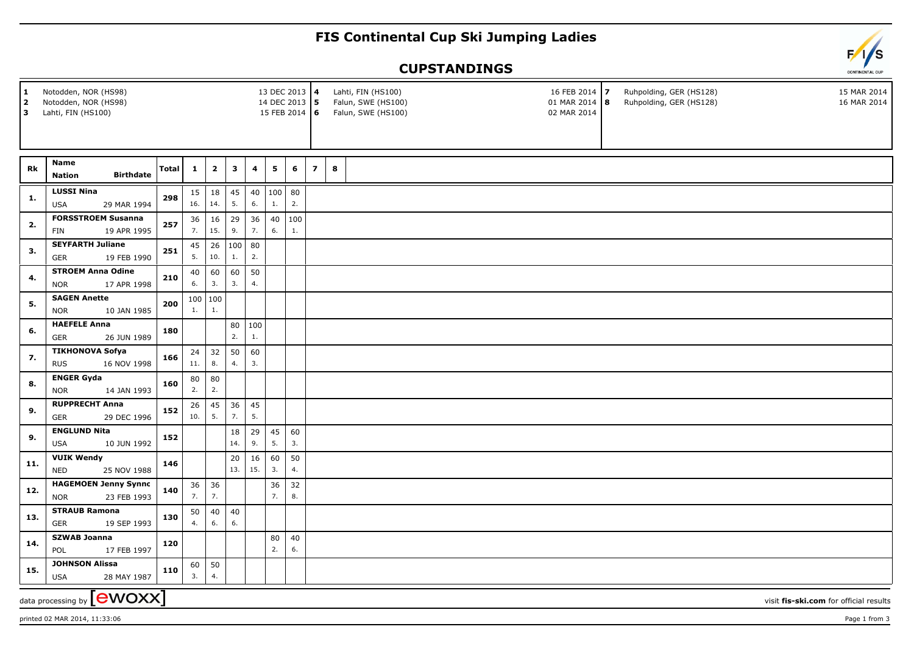# FIS Continental Cup Ski Jumping Ladies

## CUPSTANDINGS

| | | | | | | | |
|---|---|---|---|---|---|---|---|
| 1 | Notodden, NOR (HS98) | 13 DEC 2013 | 4 | Lahti, FIN (HS100) | 16 FEB 2014 | 7 | Ruhpolding, GER (HS128) 15 MAR 2014 |
| 2 | Notodden, NOR (HS98) | 14 DEC 2013 | 5 | Falun, SWE (HS100) | 01 MAR 2014 | 8 | Ruhpolding, GER (HS128) 16 MAR 2014 |
| 3 | Lahti, FIN (HS100) | 15 FEB 2014 | 6 | Falun, SWE (HS100) | 02 MAR 2014 | | |

| Rk | Name / Nation | Birthdate | Total | 1 | 2 | 3 | 4 | 5 | 6 | 7 | 8 |
|---|---|---|---|---|---|---|---|---|---|---|---|
| 1. | LUSSI Nina / USA | 29 MAR 1994 | 298 | 15 (16.) | 18 (14.) | 45 (5.) | 40 (6.) | 100 (1.) | 80 (2.) | | |
| 2. | FORSSTROEM Susanna / FIN | 19 APR 1995 | 257 | 36 (7.) | 16 (15.) | 29 (9.) | 36 (7.) | 40 (6.) | 100 (1.) | | |
| 3. | SEYFARTH Juliane / GER | 19 FEB 1990 | 251 | 45 (5.) | 26 (10.) | 100 (1.) | 80 (2.) | | | | |
| 4. | STROEM Anna Odine / NOR | 17 APR 1998 | 210 | 40 (6.) | 60 (3.) | 60 (3.) | 50 (4.) | | | | |
| 5. | SAGEN Anette / NOR | 10 JAN 1985 | 200 | 100 (1.) | 100 (1.) | | | | | | |
| 6. | HAEFELE Anna / GER | 26 JUN 1989 | 180 | | | 80 (2.) | 100 (1.) | | | | |
| 7. | TIKHONOVA Sofya / RUS | 16 NOV 1998 | 166 | 24 (11.) | 32 (8.) | 50 (4.) | 60 (3.) | | | | |
| 8. | ENGER Gyda / NOR | 14 JAN 1993 | 160 | 80 (2.) | 80 (2.) | | | | | | |
| 9. | RUPPRECHT Anna / GER | 29 DEC 1996 | 152 | 26 (10.) | 45 (5.) | 36 (7.) | 45 (5.) | | | | |
| 9. | ENGLUND Nita / USA | 10 JUN 1992 | 152 | | | 18 (14.) | 29 (9.) | 45 (5.) | 60 (3.) | | |
| 11. | VUIK Wendy / NED | 25 NOV 1988 | 146 | | | 20 (13.) | 16 (15.) | 60 (3.) | 50 (4.) | | |
| 12. | HAGEMOEN Jenny Synnc / NOR | 23 FEB 1993 | 140 | 36 (7.) | 36 (7.) | | | 36 (7.) | 32 (8.) | | |
| 13. | STRAUB Ramona / GER | 19 SEP 1993 | 130 | 50 (4.) | 40 (6.) | 40 (6.) | | | | | |
| 14. | SZWAB Joanna / POL | 17 FEB 1997 | 120 | | | | | 80 (2.) | 40 (6.) | | |
| 15. | JOHNSON Alissa / USA | 28 MAY 1987 | 110 | 60 (3.) | 50 (4.) | | | | | | |

data processing by [ewoxx]

visit **fis-ski.com** for official results

printed 02 MAR 2014, 11:33:06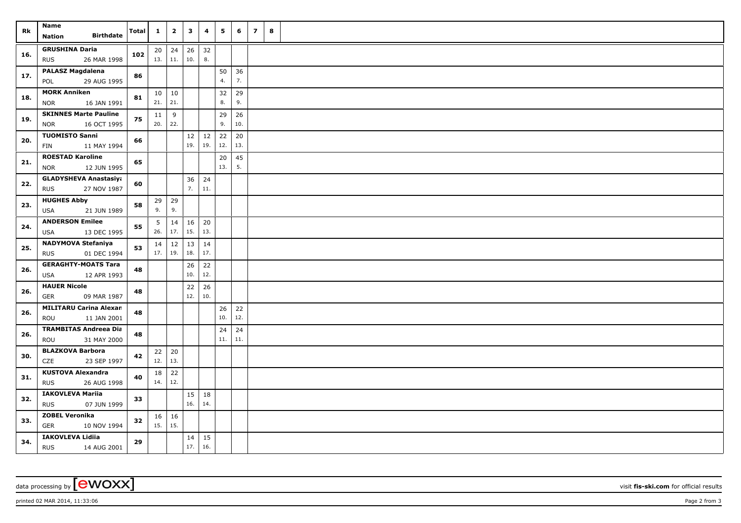| Rk | Name Nation Birthdate | Total | 1 | 2 | 3 | 4 | 5 | 6 | 7 | 8 |
|---|---|---|---|---|---|---|---|---|---|---|
| 16. | GRUSHINA Daria RUS 26 MAR 1998 | 102 | 20 13. | 24 11. | 26 10. | 32 8. | | | | |
| 17. | PALASZ Magdalena POL 29 AUG 1995 | 86 | | | | | 50 4. | 36 7. | | |
| 18. | MORK Anniken NOR 16 JAN 1991 | 81 | 10 21. | 10 21. | | | 32 8. | 29 9. | | |
| 19. | SKINNES Marte Pauline NOR 16 OCT 1995 | 75 | 11 20. | 9 22. | | | 29 9. | 26 10. | | |
| 20. | TUOMISTO Sanni FIN 11 MAY 1994 | 66 | | | 12 19. | 12 19. | 22 12. | 20 13. | | |
| 21. | ROESTAD Karoline NOR 12 JUN 1995 | 65 | | | | | 20 13. | 45 5. | | |
| 22. | GLADYSHEVA Anastasiya RUS 27 NOV 1987 | 60 | | | 36 7. | 24 11. | | | | |
| 23. | HUGHES Abby USA 21 JUN 1989 | 58 | 29 9. | 29 9. | | | | | | |
| 24. | ANDERSON Emilee USA 13 DEC 1995 | 55 | 5 26. | 14 17. | 16 15. | 20 13. | | | | |
| 25. | NADYMOVA Stefaniya RUS 01 DEC 1994 | 53 | 14 17. | 12 19. | 13 18. | 14 17. | | | | |
| 26. | GERAGHTY-MOATS Tara USA 12 APR 1993 | 48 | | | 26 10. | 22 12. | | | | |
| 26. | HAUER Nicole GER 09 MAR 1987 | 48 | | | 22 12. | 26 10. | | | | |
| 26. | MILITARU Carina Alexan ROU 11 JAN 2001 | 48 | | | | | 26 10. | 22 12. | | |
| 26. | TRAMBITAS Andreea Dia ROU 31 MAY 2000 | 48 | | | | | 24 11. | 24 11. | | |
| 30. | BLAZKOVA Barbora CZE 23 SEP 1997 | 42 | 22 12. | 20 13. | | | | | | |
| 31. | KUSTOVA Alexandra RUS 26 AUG 1998 | 40 | 18 14. | 22 12. | | | | | | |
| 32. | IAKOVLEVA Mariia RUS 07 JUN 1999 | 33 | | | 15 16. | 18 14. | | | | |
| 33. | ZOBEL Veronika GER 10 NOV 1994 | 32 | 16 15. | 16 15. | | | | | | |
| 34. | IAKOVLEVA Lidiia RUS 14 AUG 2001 | 29 | | | 14 17. | 15 16. | | | | |

data processing by [ewoxx] visit fis-ski.com for official results

printed 02 MAR 2014, 11:33:06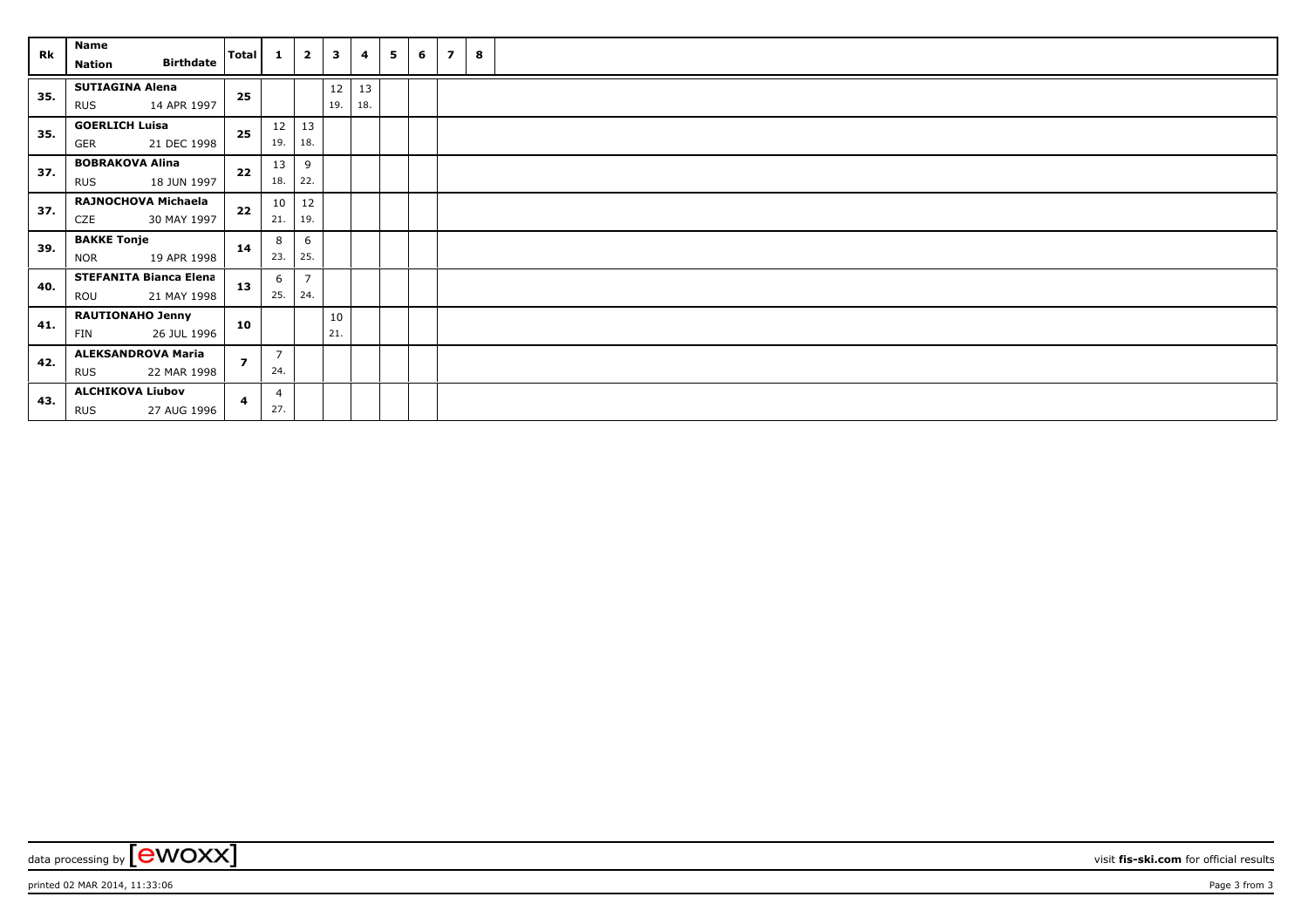| Rk | Name<br>Nation Birthdate | Total | 1 | 2 | 3 | 4 | 5 | 6 | 7 | 8 |
|---|---|---|---|---|---|---|---|---|---|---|
| 35. | SUTIAGINA Alena<br>RUS 14 APR 1997 | 25 | | | 12<br>19. | 13<br>18. | | | | |
| 35. | GOERLICH Luisa<br>GER 21 DEC 1998 | 25 | 12<br>19. | 13<br>18. | | | | | | |
| 37. | BOBRAKOVA Alina<br>RUS 18 JUN 1997 | 22 | 13<br>18. | 9<br>22. | | | | | | |
| 37. | RAJNOCHOVA Michaela<br>CZE 30 MAY 1997 | 22 | 10<br>21. | 12<br>19. | | | | | | |
| 39. | BAKKE Tonje<br>NOR 19 APR 1998 | 14 | 8<br>23. | 6<br>25. | | | | | | |
| 40. | STEFANITA Bianca Elena<br>ROU 21 MAY 1998 | 13 | 6<br>25. | 7<br>24. | | | | | | |
| 41. | RAUTIONAHO Jenny<br>FIN 26 JUL 1996 | 10 | | | 10<br>21. | | | | | |
| 42. | ALEKSANDROVA Maria<br>RUS 22 MAR 1998 | 7 | 7<br>24. | | | | | | | |
| 43. | ALCHIKOVA Liubov<br>RUS 27 AUG 1996 | 4 | 4<br>27. | | | | | | | |

data processing by [ewoxx]

visit **fis-ski.com** for official results

printed 02 MAR 2014, 11:33:06